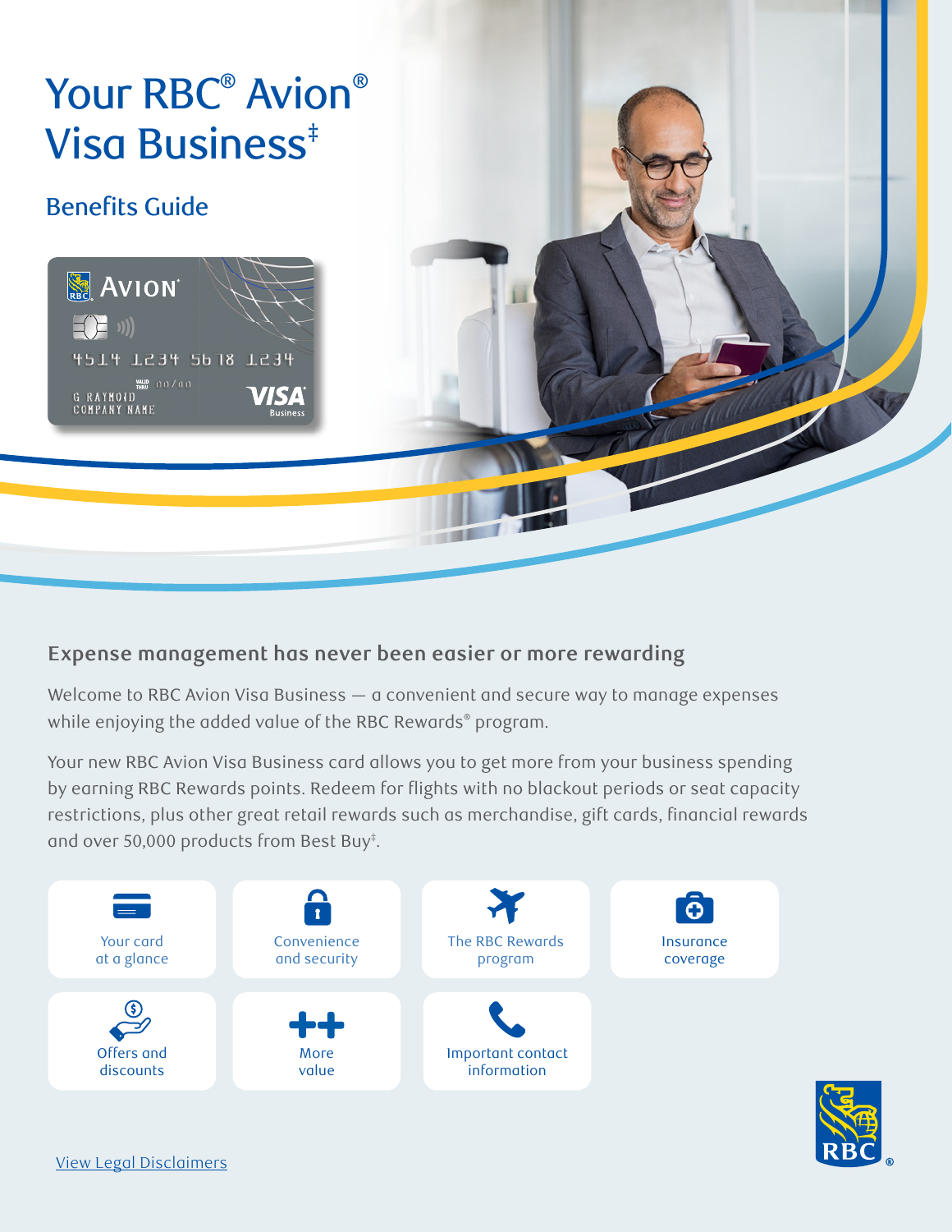# Your RBC® Avion® Visa Business‡

## Benefits Guide

### Expense management has never been easier or more rewarding

Welcome to RBC Avion Visa Business — a convenient and secure way to manage expenses while enjoying the added value of the RBC Rewards® program.

Your new RBC Avion Visa Business card allows you to get more from your business spending by earning RBC Rewards points. Redeem for flights with no blackout periods or seat capacity restrictions, plus other great retail rewards such as merchandise, gift cards, financial rewards and over 50,000 products from Best Buy‡.

- Your card at a glance
- Convenience and security
- The RBC Rewards program
- Insurance coverage
- Offers and discounts
- More value
- Important contact information

View Legal Disclaimers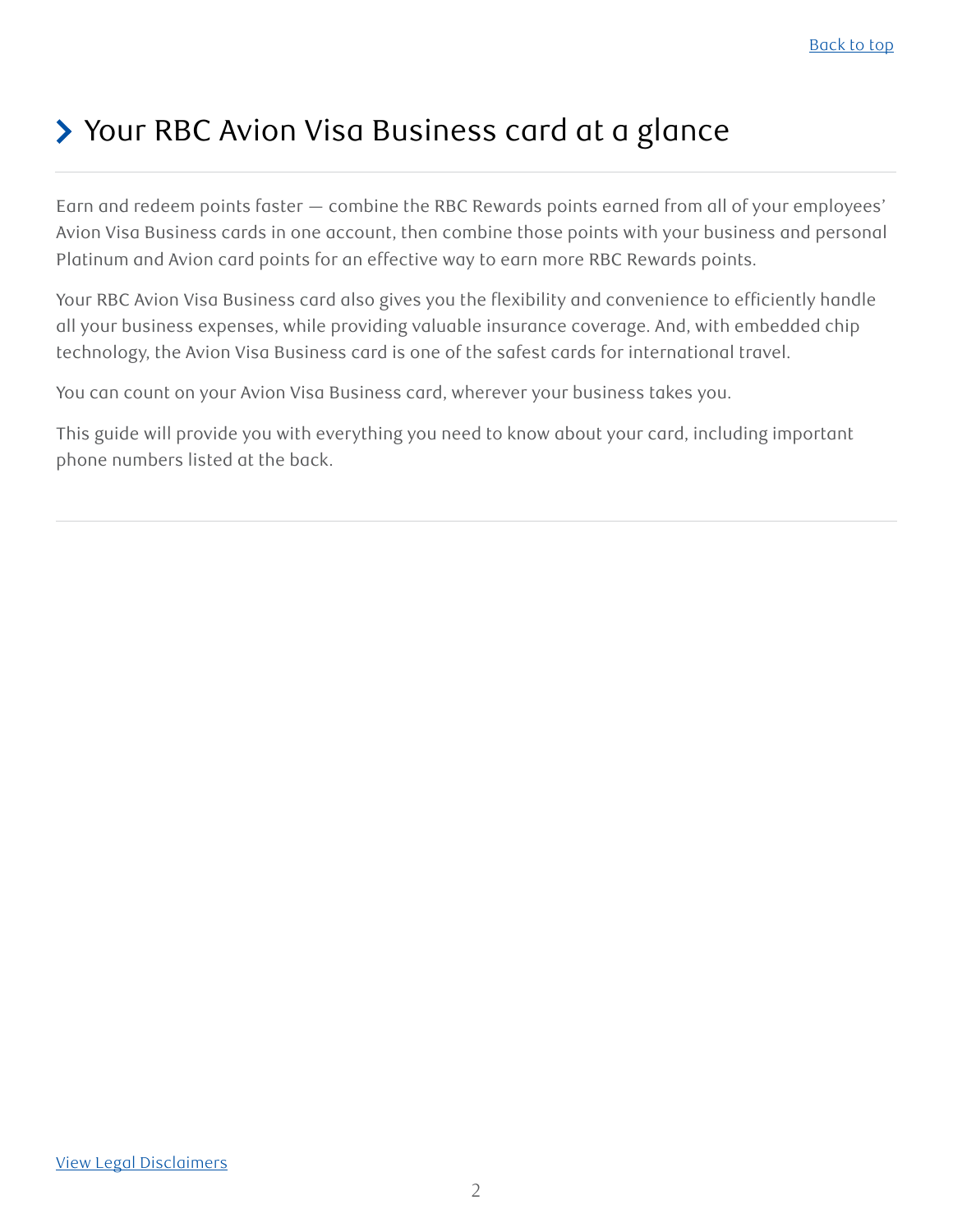## Your RBC Avion Visa Business card at a glance

Earn and redeem points faster — combine the RBC Rewards points earned from all of your employees' Avion Visa Business cards in one account, then combine those points with your business and personal Platinum and Avion card points for an effective way to earn more RBC Rewards points.

Your RBC Avion Visa Business card also gives you the flexibility and convenience to efficiently handle all your business expenses, while providing valuable insurance coverage. And, with embedded chip technology, the Avion Visa Business card is one of the safest cards for international travel.

You can count on your Avion Visa Business card, wherever your business takes you.

This guide will provide you with everything you need to know about your card, including important phone numbers listed at the back.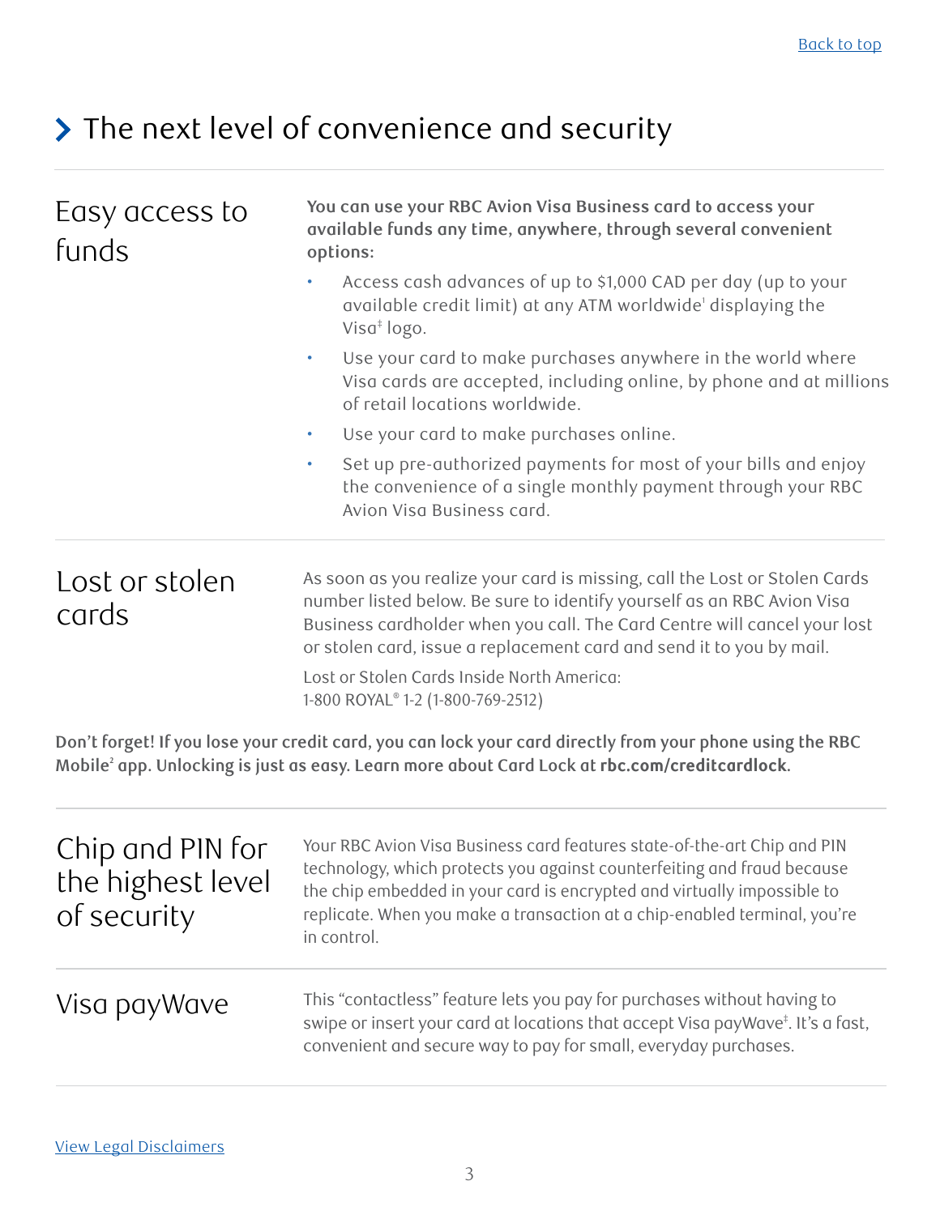[Back to top](#)

## The next level of convenience and security

### Easy access to funds

**You can use your RBC Avion Visa Business card to access your available funds any time, anywhere, through several convenient options:**

- Access cash advances of up to $1,000 CAD per day (up to your available credit limit) at any ATM worldwide[1] displaying the Visa‡ logo.
- Use your card to make purchases anywhere in the world where Visa cards are accepted, including online, by phone and at millions of retail locations worldwide.
- Use your card to make purchases online.
- Set up pre-authorized payments for most of your bills and enjoy the convenience of a single monthly payment through your RBC Avion Visa Business card.

### Lost or stolen cards

As soon as you realize your card is missing, call the Lost or Stolen Cards number listed below. Be sure to identify yourself as an RBC Avion Visa Business cardholder when you call. The Card Centre will cancel your lost or stolen card, issue a replacement card and send it to you by mail.

Lost or Stolen Cards Inside North America:
1-800 ROYAL® 1-2 (1-800-769-2512)

**Don't forget! If you lose your credit card, you can lock your card directly from your phone using the RBC Mobile[2] app. Unlocking is just as easy. Learn more about Card Lock at rbc.com/creditcardlock.**

### Chip and PIN for the highest level of security

Your RBC Avion Visa Business card features state-of-the-art Chip and PIN technology, which protects you against counterfeiting and fraud because the chip embedded in your card is encrypted and virtually impossible to replicate. When you make a transaction at a chip-enabled terminal, you're in control.

### Visa payWave

This "contactless" feature lets you pay for purchases without having to swipe or insert your card at locations that accept Visa payWave‡. It's a fast, convenient and secure way to pay for small, everyday purchases.

[View Legal Disclaimers](#)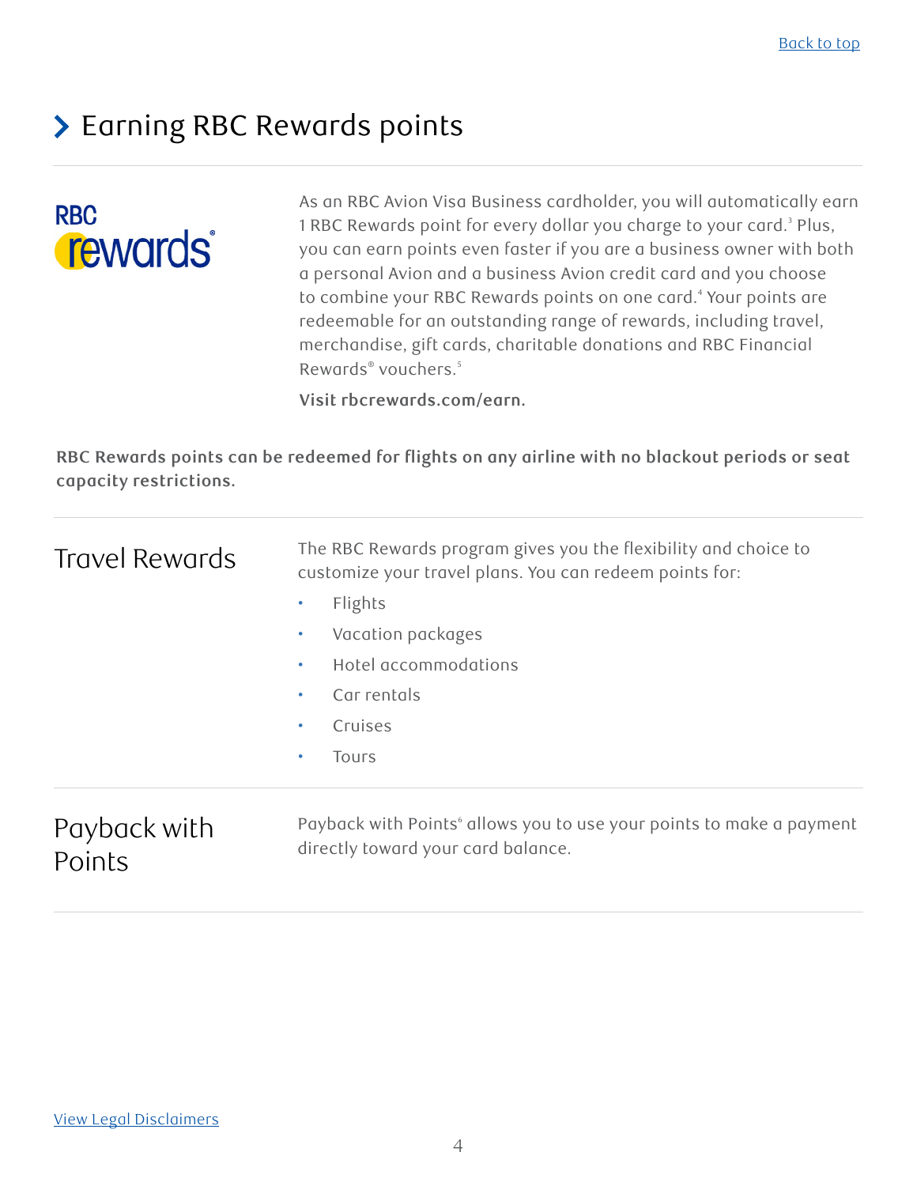[Back to top](#)

## Earning RBC Rewards points

As an RBC Avion Visa Business cardholder, you will automatically earn 1 RBC Rewards point for every dollar you charge to your card.[3] Plus, you can earn points even faster if you are a business owner with both a personal Avion and a business Avion credit card and you choose to combine your RBC Rewards points on one card.[4] Your points are redeemable for an outstanding range of rewards, including travel, merchandise, gift cards, charitable donations and RBC Financial Rewards® vouchers.[5]

**Visit rbcrewards.com/earn.**

**RBC Rewards points can be redeemed for flights on any airline with no blackout periods or seat capacity restrictions.**

### Travel Rewards

The RBC Rewards program gives you the flexibility and choice to customize your travel plans. You can redeem points for:

- Flights
- Vacation packages
- Hotel accommodations
- Car rentals
- Cruises
- Tours

### Payback with Points

Payback with Points[6] allows you to use your points to make a payment directly toward your card balance.

[View Legal Disclaimers](#)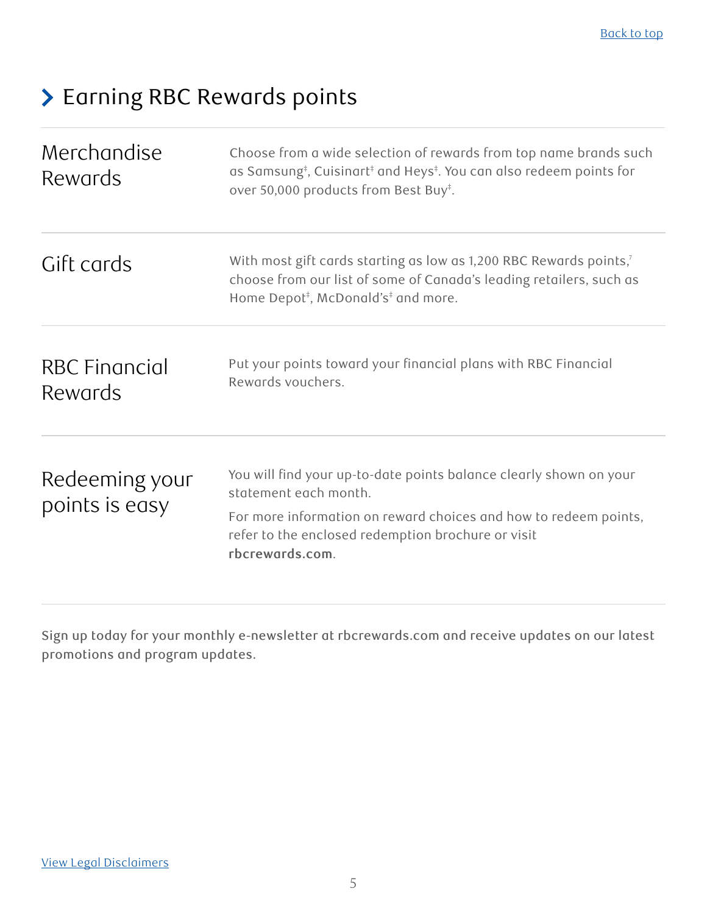[Back to top](#)

## Earning RBC Rewards points

| | |
|---|---|
| Merchandise Rewards | Choose from a wide selection of rewards from top name brands such as Samsung‡, Cuisinart‡ and Heys‡. You can also redeem points for over 50,000 products from Best Buy‡. |
| Gift cards | With most gift cards starting as low as 1,200 RBC Rewards points,[7] choose from our list of some of Canada's leading retailers, such as Home Depot‡, McDonald's‡ and more. |
| RBC Financial Rewards | Put your points toward your financial plans with RBC Financial Rewards vouchers. |
| Redeeming your points is easy | You will find your up-to-date points balance clearly shown on your statement each month. For more information on reward choices and how to redeem points, refer to the enclosed redemption brochure or visit **rbcrewards.com**. |

Sign up today for your monthly e-newsletter at rbcrewards.com and receive updates on our latest promotions and program updates.

[View Legal Disclaimers](#)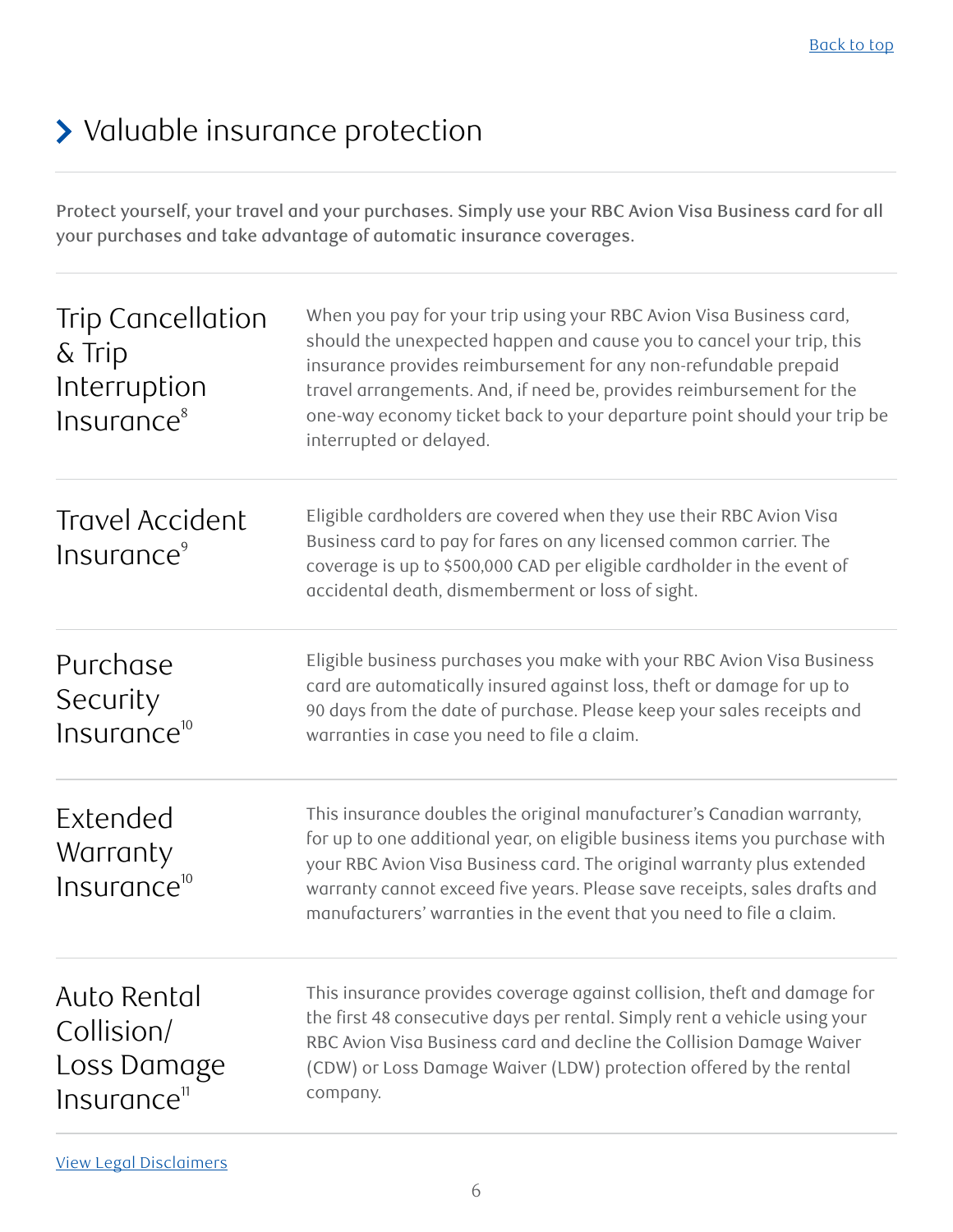[Back to top](#)

## Valuable insurance protection

Protect yourself, your travel and your purchases. Simply use your RBC Avion Visa Business card for all your purchases and take advantage of automatic insurance coverages.

### Trip Cancellation & Trip Interruption Insurance[8]

When you pay for your trip using your RBC Avion Visa Business card, should the unexpected happen and cause you to cancel your trip, this insurance provides reimbursement for any non-refundable prepaid travel arrangements. And, if need be, provides reimbursement for the one-way economy ticket back to your departure point should your trip be interrupted or delayed.

### Travel Accident Insurance[9]

Eligible cardholders are covered when they use their RBC Avion Visa Business card to pay for fares on any licensed common carrier. The coverage is up to $500,000 CAD per eligible cardholder in the event of accidental death, dismemberment or loss of sight.

### Purchase Security Insurance[10]

Eligible business purchases you make with your RBC Avion Visa Business card are automatically insured against loss, theft or damage for up to 90 days from the date of purchase. Please keep your sales receipts and warranties in case you need to file a claim.

### Extended Warranty Insurance[10]

This insurance doubles the original manufacturer's Canadian warranty, for up to one additional year, on eligible business items you purchase with your RBC Avion Visa Business card. The original warranty plus extended warranty cannot exceed five years. Please save receipts, sales drafts and manufacturers' warranties in the event that you need to file a claim.

### Auto Rental Collision/ Loss Damage Insurance[11]

This insurance provides coverage against collision, theft and damage for the first 48 consecutive days per rental. Simply rent a vehicle using your RBC Avion Visa Business card and decline the Collision Damage Waiver (CDW) or Loss Damage Waiver (LDW) protection offered by the rental company.

[View Legal Disclaimers](#)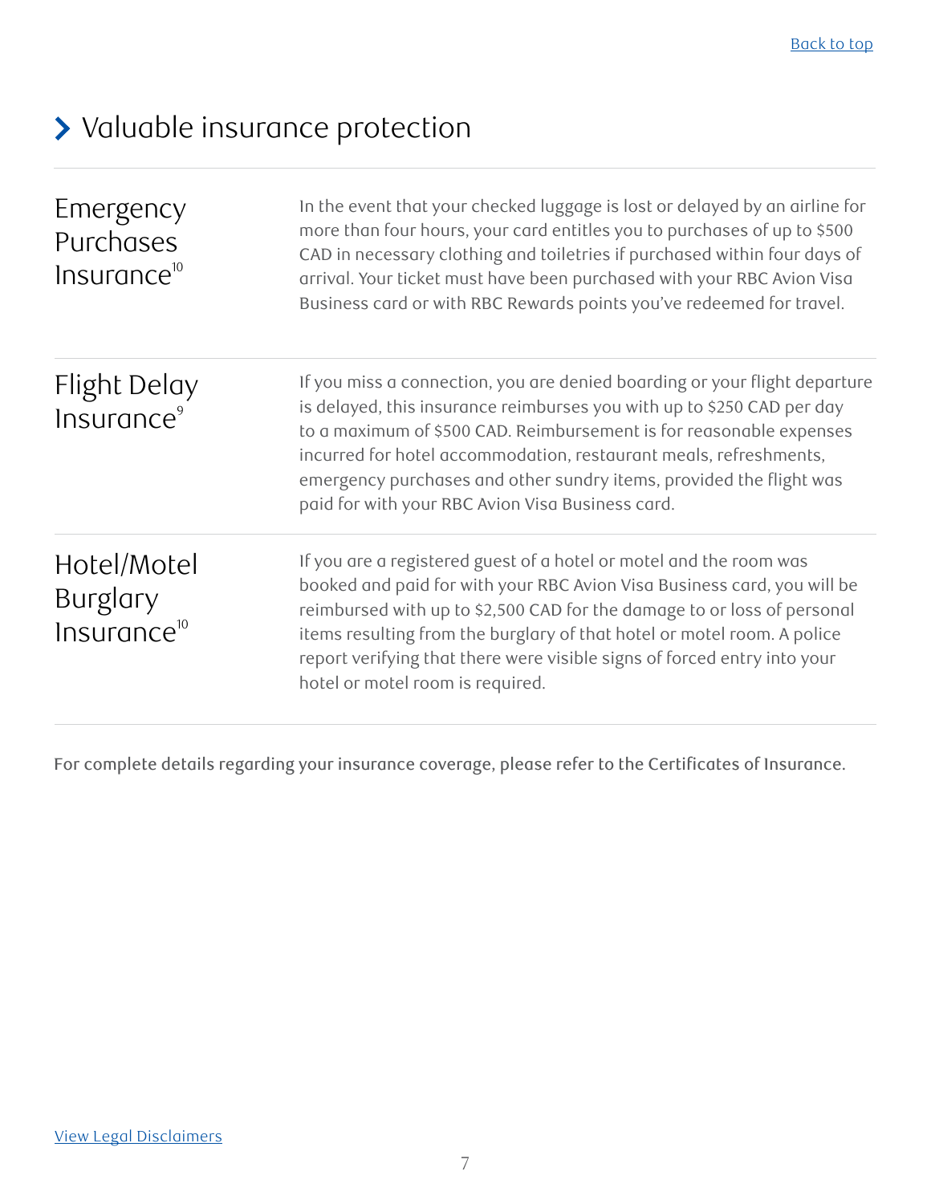Back to top

## Valuable insurance protection

| | |
|---|---|
| Emergency Purchases Insurance[10] | In the event that your checked luggage is lost or delayed by an airline for more than four hours, your card entitles you to purchases of up to $500 CAD in necessary clothing and toiletries if purchased within four days of arrival. Your ticket must have been purchased with your RBC Avion Visa Business card or with RBC Rewards points you've redeemed for travel. |
| Flight Delay Insurance[9] | If you miss a connection, you are denied boarding or your flight departure is delayed, this insurance reimburses you with up to $250 CAD per day to a maximum of $500 CAD. Reimbursement is for reasonable expenses incurred for hotel accommodation, restaurant meals, refreshments, emergency purchases and other sundry items, provided the flight was paid for with your RBC Avion Visa Business card. |
| Hotel/Motel Burglary Insurance[10] | If you are a registered guest of a hotel or motel and the room was booked and paid for with your RBC Avion Visa Business card, you will be reimbursed with up to $2,500 CAD for the damage to or loss of personal items resulting from the burglary of that hotel or motel room. A police report verifying that there were visible signs of forced entry into your hotel or motel room is required. |

For complete details regarding your insurance coverage, please refer to the Certificates of Insurance.

View Legal Disclaimers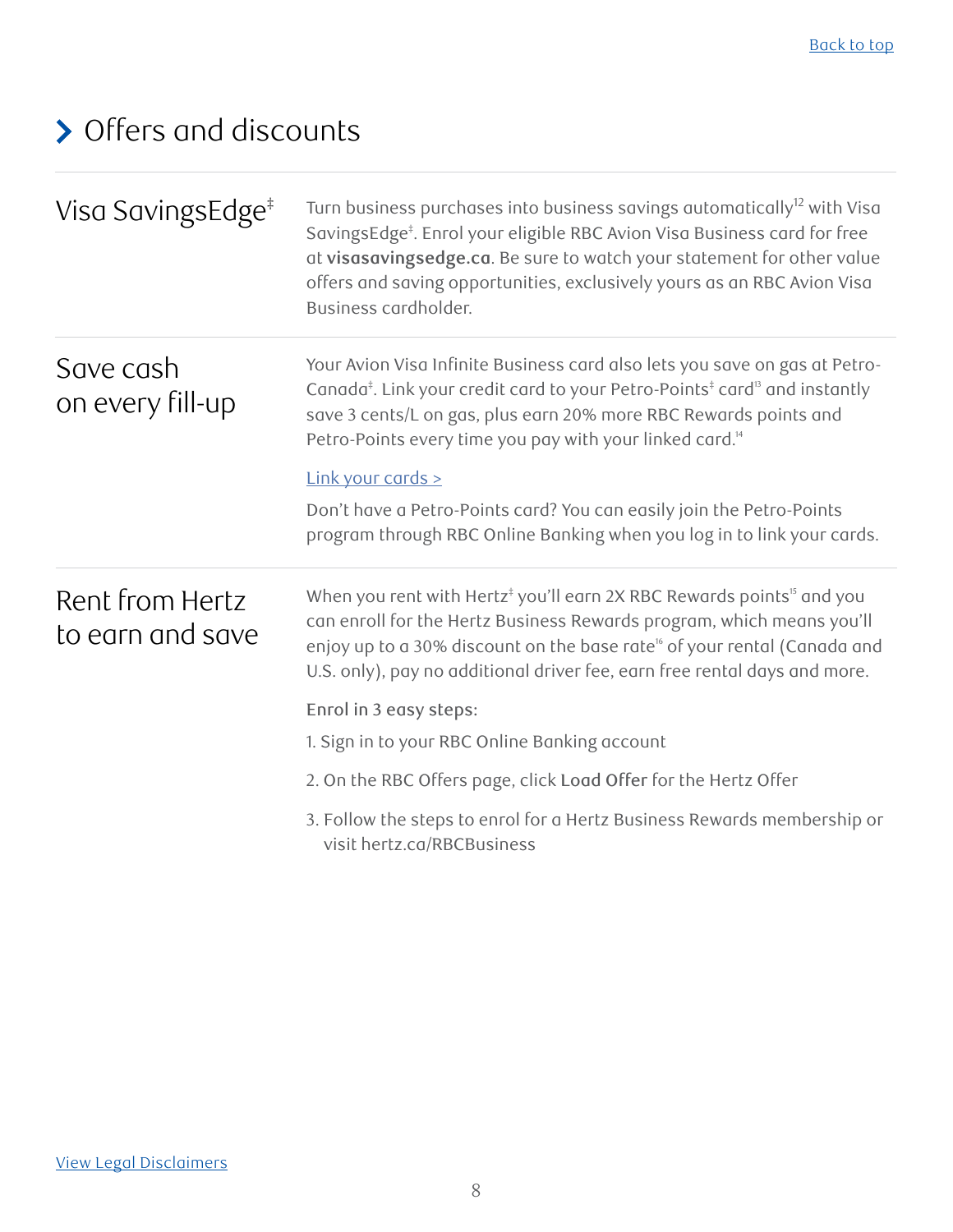[Back to top](#)

## Offers and discounts

### Visa SavingsEdge‡

Turn business purchases into business savings automatically[12] with Visa SavingsEdge‡. Enrol your eligible RBC Avion Visa Business card for free at **visasavingsedge.ca**. Be sure to watch your statement for other value offers and saving opportunities, exclusively yours as an RBC Avion Visa Business cardholder.

### Save cash on every fill-up

Your Avion Visa Infinite Business card also lets you save on gas at Petro-Canada‡. Link your credit card to your Petro-Points‡ card[13] and instantly save 3 cents/L on gas, plus earn 20% more RBC Rewards points and Petro-Points every time you pay with your linked card.[14]

[Link your cards >](#)

Don't have a Petro-Points card? You can easily join the Petro-Points program through RBC Online Banking when you log in to link your cards.

### Rent from Hertz to earn and save

When you rent with Hertz‡ you'll earn 2X RBC Rewards points[15] and you can enroll for the Hertz Business Rewards program, which means you'll enjoy up to a 30% discount on the base rate[16] of your rental (Canada and U.S. only), pay no additional driver fee, earn free rental days and more.

Enrol in 3 easy steps:

1. Sign in to your RBC Online Banking account
2. On the RBC Offers page, click **Load Offer** for the Hertz Offer
3. Follow the steps to enrol for a Hertz Business Rewards membership or visit hertz.ca/RBCBusiness

[View Legal Disclaimers](#)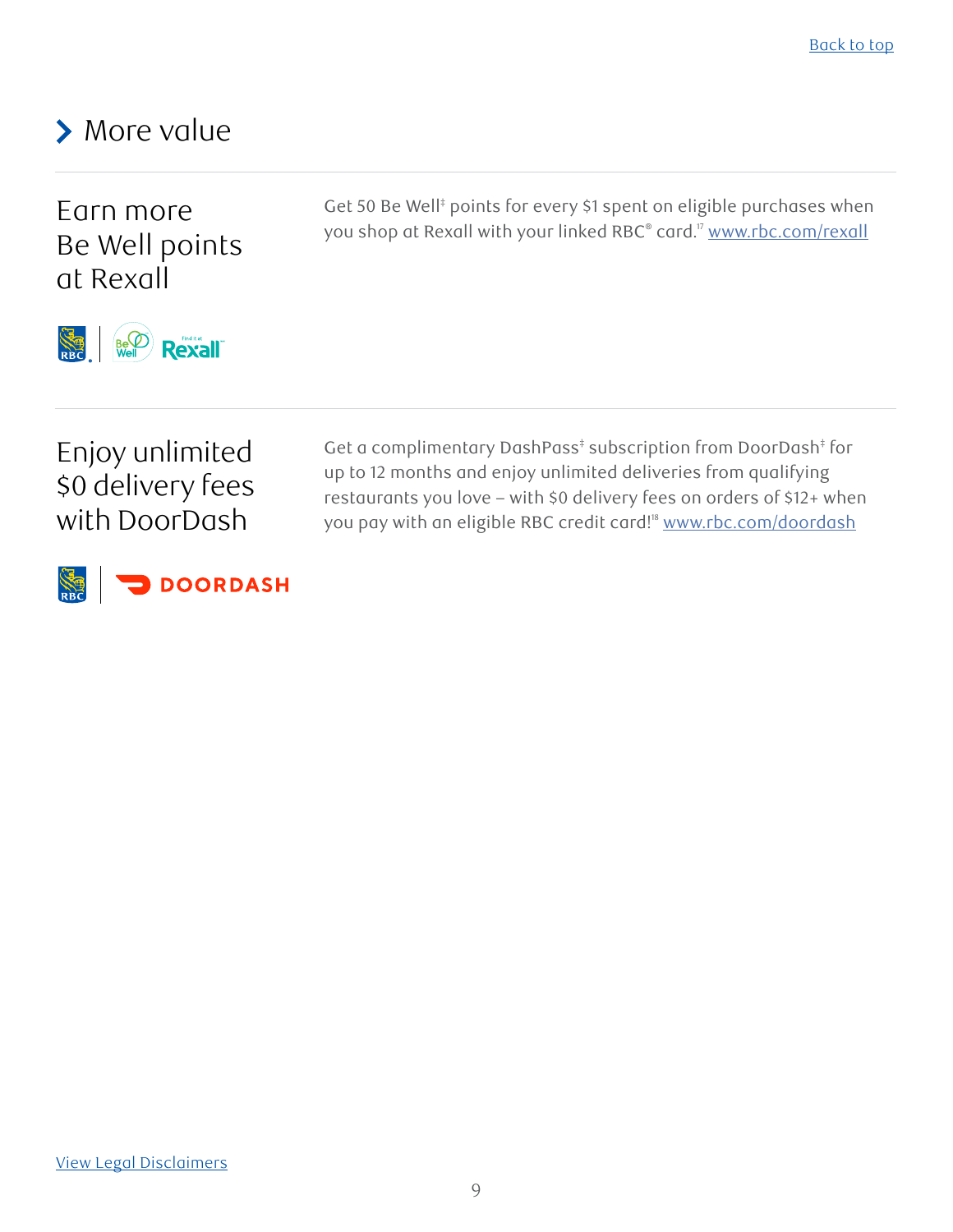[Back to top](#)

## More value

### Earn more Be Well points at Rexall

Get 50 Be Well‡ points for every $1 spent on eligible purchases when you shop at Rexall with your linked RBC® card.[17] [www.rbc.com/rexall](http://www.rbc.com/rexall)

### Enjoy unlimited $0 delivery fees with DoorDash

Get a complimentary DashPass‡ subscription from DoorDash‡ for up to 12 months and enjoy unlimited deliveries from qualifying restaurants you love – with $0 delivery fees on orders of $12+ when you pay with an eligible RBC credit card![18] [www.rbc.com/doordash](http://www.rbc.com/doordash)

[View Legal Disclaimers](#)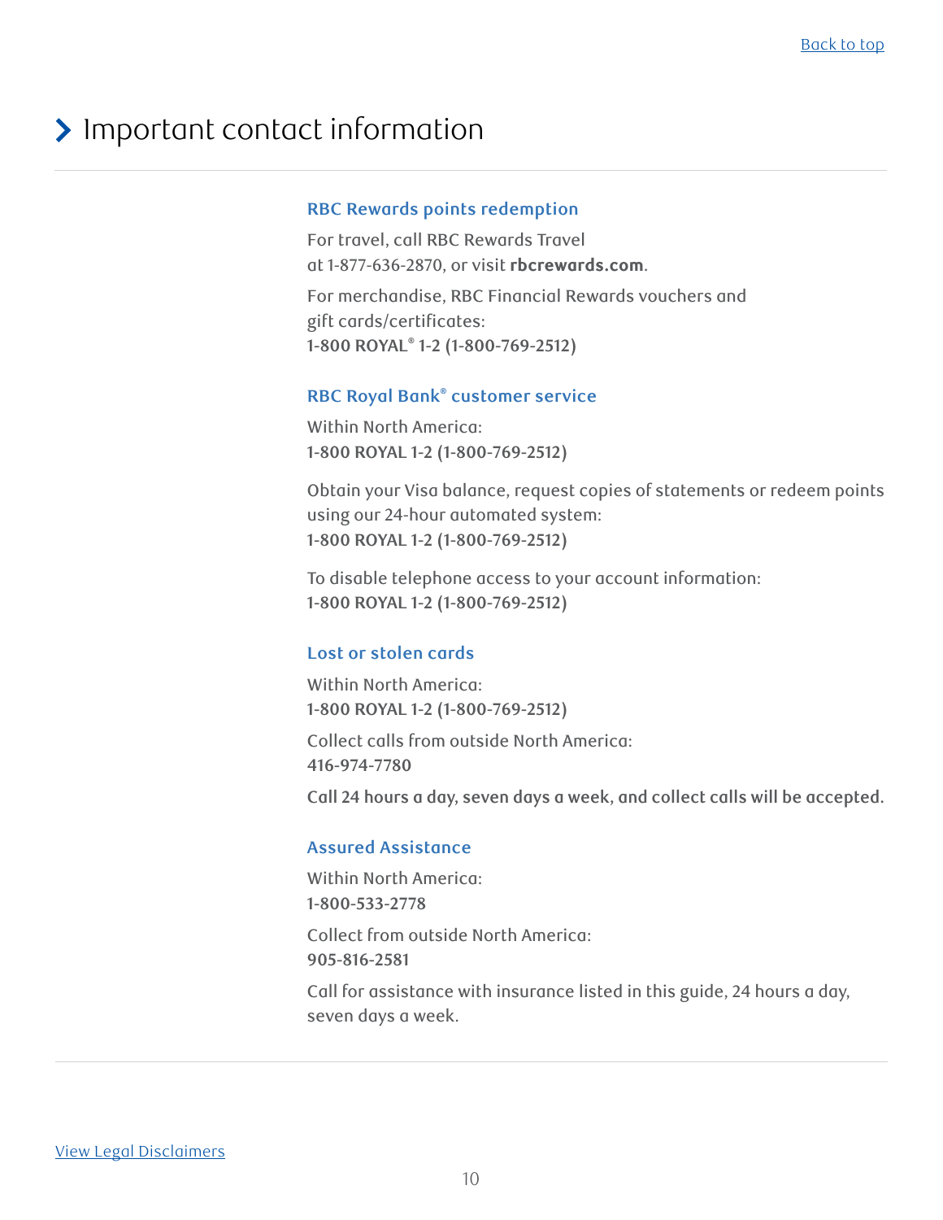[Back to top]

# Important contact information

### RBC Rewards points redemption

For travel, call RBC Rewards Travel at 1-877-636-2870, or visit **rbcrewards.com**.

For merchandise, RBC Financial Rewards vouchers and gift cards/certificates:
**1-800 ROYAL® 1-2 (1-800-769-2512)**

### RBC Royal Bank® customer service

Within North America:
**1-800 ROYAL 1-2 (1-800-769-2512)**

Obtain your Visa balance, request copies of statements or redeem points using our 24-hour automated system:
**1-800 ROYAL 1-2 (1-800-769-2512)**

To disable telephone access to your account information:
**1-800 ROYAL 1-2 (1-800-769-2512)**

### Lost or stolen cards

Within North America:
**1-800 ROYAL 1-2 (1-800-769-2512)**

Collect calls from outside North America:
**416-974-7780**

**Call 24 hours a day, seven days a week, and collect calls will be accepted.**

### Assured Assistance

Within North America:
**1-800-533-2778**

Collect from outside North America:
**905-816-2581**

Call for assistance with insurance listed in this guide, 24 hours a day, seven days a week.

[View Legal Disclaimers]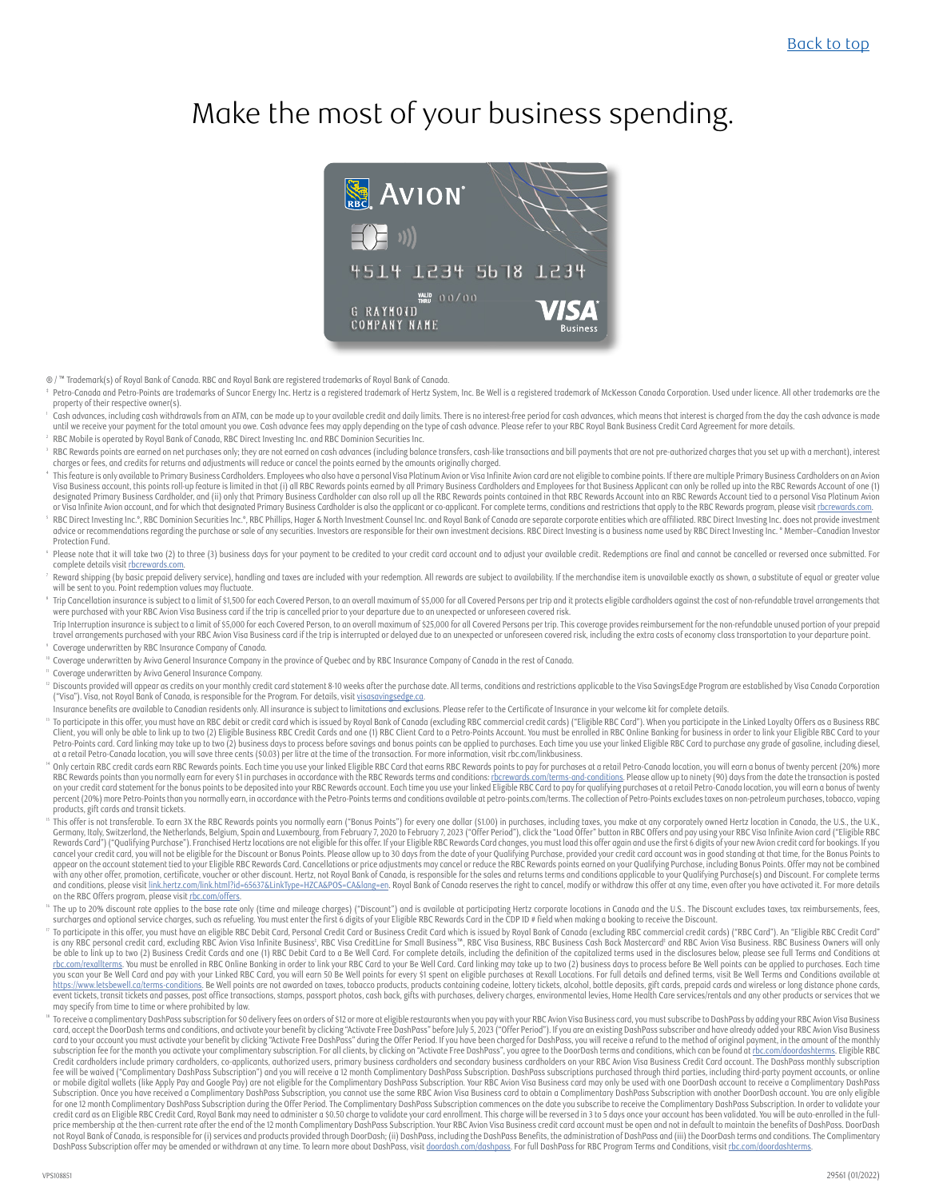[Back to top](#)

# Make the most of your business spending.

® / ™ Trademark(s) of Royal Bank of Canada. RBC and Royal Bank are registered trademarks of Royal Bank of Canada.

‡ Petro-Canada and Petro-Points are trademarks of Suncor Energy Inc. Hertz is a registered trademark of Hertz System, Inc. Be Well is a registered trademark of McKesson Canada Corporation. Used under licence. All other trademarks are the property of their respective owner(s).

1 Cash advances, including cash withdrawals from an ATM, can be made up to your available credit and daily limits. There is no interest-free period for cash advances, which means that interest is charged from the day the cash advance is made until we receive your payment for the total amount you owe. Cash advance fees may apply depending on the type of cash advance. Please refer to your RBC Royal Bank Business Credit Card Agreement for more details.

2 RBC Mobile is operated by Royal Bank of Canada, RBC Direct Investing Inc. and RBC Dominion Securities Inc.

3 RBC Rewards points are earned on net purchases only; they are not earned on cash advances (including balance transfers, cash-like transactions and bill payments that are not pre-authorized charges that you set up with a merchant), interest charges or fees, and credits for returns and adjustments will reduce or cancel the points earned by the amounts originally charged.

4 This feature is only available to Primary Business Cardholders. Employees who also have a personal Visa Platinum Avion or Visa Infinite Avion card are not eligible to combine points. If there are multiple Primary Business Cardholders on an Avion Visa Business account, this points roll-up feature is limited in that (i) all RBC Rewards points earned by all Primary Business Cardholders and Employees for that Business Applicant can only be rolled up into the RBC Rewards Account of one (1) designated Primary Business Cardholder, and (ii) only that Primary Business Cardholder can also roll up all the RBC Rewards points contained in that RBC Rewards Account into an RBC Rewards Account tied to a personal Visa Platinum Avion or Visa Infinite Avion account, and for which that designated Primary Business Cardholder is also the applicant or co-applicant. For complete terms, conditions and restrictions that apply to the RBC Rewards program, please visit rbcrewards.com.

5 RBC Direct Investing Inc.*, RBC Dominion Securities Inc.*, RBC Phillips, Hager & North Investment Counsel Inc. and Royal Bank of Canada are separate corporate entities which are affiliated. RBC Direct Investing Inc. does not provide investment advice or recommendations regarding the purchase or sale of any securities. Investors are responsible for their own investment decisions. RBC Direct Investing is a business name used by RBC Direct Investing Inc. * Member–Canadian Investor Protection Fund.

6 Please note that it will take two (2) to three (3) business days for your payment to be credited to your credit card account and to adjust your available credit. Redemptions are final and cannot be cancelled or reversed once submitted. For complete details visit rbcrewards.com.

7 Reward shipping (by basic prepaid delivery service), handling and taxes are included with your redemption. All rewards are subject to availability. If the merchandise item is unavailable exactly as shown, a substitute of equal or greater value will be sent to you. Point redemption values may fluctuate.

8 Trip Cancellation insurance is subject to a limit of $1,500 for each Covered Person, to an overall maximum of $5,000 for all Covered Persons per trip and it protects eligible cardholders against the cost of non-refundable travel arrangements that were purchased with your RBC Avion Visa Business card if the trip is cancelled prior to your departure due to an unexpected or unforeseen covered risk.

Trip Interruption insurance is subject to a limit of $5,000 for each Covered Person, to an overall maximum of $25,000 for all Covered Persons per trip. This coverage provides reimbursement for the non-refundable unused portion of your prepaid travel arrangements purchased with your RBC Avion Visa Business card if the trip is interrupted or delayed due to an unexpected or unforeseen covered risk, including the extra costs of economy class transportation to your departure point.

9 Coverage underwritten by RBC Insurance Company of Canada.

10 Coverage underwritten by Aviva General Insurance Company in the province of Quebec and by RBC Insurance Company of Canada in the rest of Canada.

11 Coverage underwritten by Aviva General Insurance Company.

12 Discounts provided will appear as credits on your monthly credit card statement 8-10 weeks after the purchase date. All terms, conditions and restrictions applicable to the Visa SavingsEdge Program are established by Visa Canada Corporation ("Visa"). Visa, not Royal Bank of Canada, is responsible for the Program. For details, visit visasavingsedge.ca.

Insurance benefits are available to Canadian residents only. All insurance is subject to limitations and exclusions. Please refer to the Certificate of Insurance in your welcome kit for complete details.

13 To participate in this offer, you must have an RBC debit or credit card which is issued by Royal Bank of Canada (excluding RBC commercial credit cards) ("Eligible RBC Card"). When you participate in the Linked Loyalty Offers as a Business RBC Client, you will only be able to link up to two (2) Eligible Business RBC Credit Cards and one (1) RBC Client Card to a Petro-Points Account. You must be enrolled in RBC Online Banking for business in order to link your Eligible RBC Card to your Petro-Points card. Card linking may take up to two (2) business days to process before savings and bonus points can be applied to purchases. Each time you use your linked Eligible RBC Card to purchase any grade of gasoline, including diesel, at a retail Petro-Canada location, you will save three cents ($0.03) per litre at the time of the transaction. For more information, visit rbc.com/linkbusiness.

14 Only certain RBC credit cards earn RBC Rewards points. Each time you use your linked Eligible RBC Card that earns RBC Rewards points to pay for purchases at a retail Petro-Canada location, you will earn a bonus of twenty percent (20%) more RBC Rewards points than you normally earn for every $1 in purchases in accordance with the RBC Rewards terms and conditions: rbcrewards.com/terms-and-conditions. Please allow up to ninety (90) days from the date the transaction is posted on your credit card statement for the bonus points to be deposited into your RBC Rewards account. Each time you use your linked Eligible RBC Card to pay for qualifying purchases at a retail Petro-Canada location, you will earn a bonus of twenty percent (20%) more Petro-Points than you normally earn, in accordance with the Petro-Points terms and conditions available at petro-points.com/terms. The collection of Petro-Points excludes taxes on non-petroleum purchases, tobacco, vaping products, gift cards and transit tickets.

15 This offer is not transferable. To earn 3X the RBC Rewards points you normally earn ("Bonus Points") for every one dollar ($1.00) in purchases, including taxes, you make at any corporately owned Hertz location in Canada, the U.S., the U.K., Germany, Italy, Switzerland, the Netherlands, Belgium, Spain and Luxembourg, from February 7, 2020 to February 7, 2023 ("Offer Period"), click the "Load Offer" button in RBC Offers and pay using your RBC Visa Infinite Avion card ("Eligible RBC Rewards Card") ("Qualifying Purchase"). Franchised Hertz locations are not eligible for this offer. If your Eligible RBC Rewards Card changes, you must load this offer again and use the first 6 digits of your new Avion credit card for bookings. If you cancel your credit card, you will not be eligible for the Discount or Bonus Points. Please allow up to 30 days from the date of your Qualifying Purchase, provided your credit card account was in good standing at that time, for the Bonus Points to appear on the account statement tied to your Eligible RBC Rewards Card. Cancellations or price adjustments may cancel or reduce the RBC Rewards points earned on your Qualifying Purchase, including Bonus Points. Offer may not be combined with any other offer, promotion, certificate, voucher or other discount. Hertz, not Royal Bank of Canada, is responsible for the sales and returns terms and conditions applicable to your Qualifying Purchase(s) and Discount. For complete terms and conditions, please visit link.hertz.com/link.html?id=65637&LinkType=HZCA&POS=CA&lang=en. Royal Bank of Canada reserves the right to cancel, modify or withdraw this offer at any time, even after you have activated it. For more details on the RBC Offers program, please visit rbc.com/offers.

16 The up to 20% discount rate applies to the base rate only (time and mileage charges) ("Discount") and is available at participating Hertz corporate locations in Canada and the U.S.. The Discount excludes taxes, tax reimbursements, fees, surcharges and optional service charges, such as refueling. You must enter the first 6 digits of your Eligible RBC Rewards Card in the CDP ID # field when making a booking to receive the Discount.

17 To participate in this offer, you must have an eligible RBC Debit Card, Personal Credit Card or Business Credit Card which is issued by Royal Bank of Canada (excluding RBC commercial credit cards) ("RBC Card"). An "Eligible RBC Credit Card" is any RBC personal credit card, excluding RBC Avion Visa Infinite Business‡, RBC Visa CreditLine for Small Business™, RBC Visa Business, RBC Business Cash Back Mastercard‡ and RBC Avion Visa Business. RBC Business Owners will only be able to link up to two (2) Business Credit Cards and one (1) RBC Debit Card to a Be Well Card. For complete details, including the definition of the capitalized terms used in the disclosures below, please see full Terms and Conditions at rbc.com/rexallterms. You must be enrolled in RBC Online Banking in order to link your RBC Card to your Be Well Card. Card linking may take up to two (2) business days to process before Be Well points can be applied to purchases. Each time you scan your Be Well Card and pay with your Linked RBC Card, you will earn 50 Be Well points for every $1 spent on eligible purchases at Rexall Locations. For full details and defined terms, visit Be Well Terms and Conditions available at https://www.letsbewell.ca/terms-conditions. Be Well points are not awarded on taxes, tobacco products, products containing codeine, lottery tickets, alcohol, bottle deposits, gift cards, prepaid cards and wireless or long distance phone cards, event tickets, transit tickets and passes, post office transactions, stamps, passport photos, cash back, gifts with purchases, delivery charges, environmental levies, Home Health Care services/rentals and any other products or services that we may specify from time to time or where prohibited by law.

18 To receive a complimentary DashPass subscription for $0 delivery fees on orders of $12 or more at eligible restaurants when you pay with your RBC Avion Visa Business card, you must subscribe to DashPass by adding your RBC Avion Visa Business card, accept the DoorDash terms and conditions, and activate your benefit by clicking "Activate Free DashPass" before July 5, 2023 ("Offer Period"). If you are an existing DashPass subscriber and have already added your RBC Avion Visa Business card to your account you must activate your benefit by clicking "Activate Free DashPass" during the Offer Period. If you have been charged for DashPass, you will receive a refund to the method of original payment, in the amount of the monthly subscription fee for the month you activate your complimentary subscription. For all clients, by clicking on "Activate Free DashPass", you agree to the DoorDash terms and conditions, which can be found at rbc.com/doordashterms. Eligible RBC Credit cardholders include primary cardholders, co-applicants, authorized users, primary business cardholders and secondary business cardholders on your RBC Avion Visa Business Credit Card account. The DashPass monthly subscription fee will be waived ("Complimentary DashPass Subscription") and you will receive a 12 month Complimentary DashPass Subscription. DashPass subscriptions purchased through third parties, including third-party payment accounts, or online or mobile digital wallets (like Apply Pay and Google Pay) are not eligible for the Complimentary DashPass Subscription. Your RBC Avion Visa Business card may only be used with one DoorDash account to receive a Complimentary DashPass Subscription. Once you have received a Complimentary DashPass Subscription, you cannot use the same RBC Avion Visa Business card to obtain a Complimentary DashPass Subscription with another DoorDash account. You are only eligible for one 12 month Complimentary DashPass Subscription during the Offer Period. The Complimentary DashPass Subscription commences on the date you subscribe to receive the Complimentary DashPass Subscription. In order to validate your credit card as an Eligible RBC Credit Card, Royal Bank may need to administer a $0.50 charge to validate your card enrollment. This charge will be reversed in 3 to 5 days once your account has been validated. You will be auto-enrolled in the full-price membership at the then-current rate after the end of the 12 month Complimentary DashPass Subscription. Your RBC Avion Visa Business credit card account must be open and not in default to maintain the benefits of DashPass. DoorDash not Royal Bank of Canada, is responsible for (i) services and products provided through DoorDash; (ii) DashPass, including the DashPass Benefits, the administration of DashPass and (iii) the DoorDash terms and conditions. The Complimentary DashPass Subscription offer may be amended or withdrawn at any time. To learn more about DashPass, visit doordash.com/dashpass. For full DashPass for RBC Program Terms and Conditions, visit rbc.com/doordashterms.

VPS108851 29561 (01/2022)